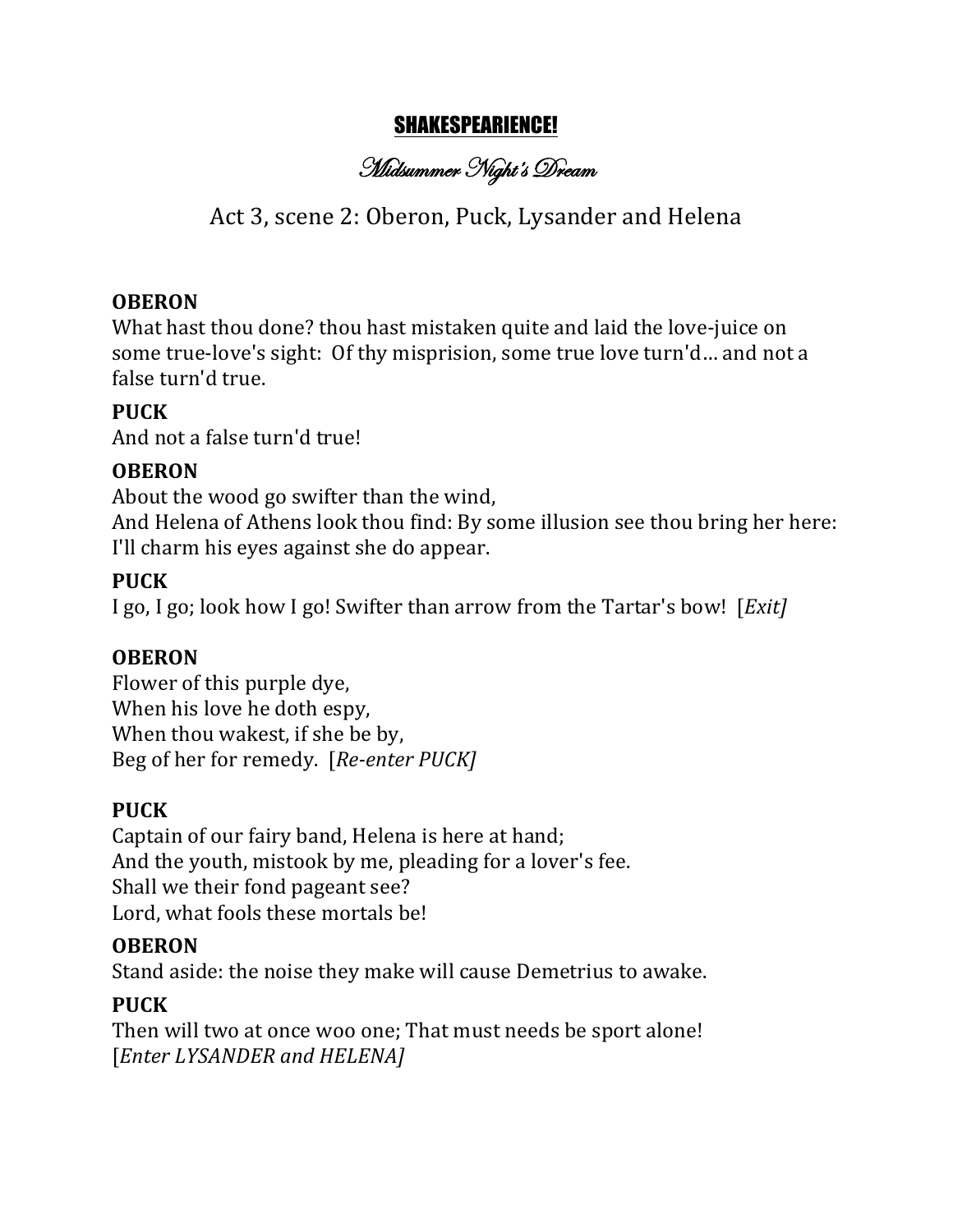# SHAKESPEARIENCE!

## *Midsummer Night's Dream*

### Act 3, scene 2: Oberon, Puck, Lysander and Helena

**OBERON**
What hast thou done? thou hast mistaken quite and laid the love-juice on some true-love's sight: Of thy misprision, some true love turn'd… and not a false turn'd true.

**PUCK**
And not a false turn'd true!

**OBERON**
About the wood go swifter than the wind,
And Helena of Athens look thou find: By some illusion see thou bring her here:
I'll charm his eyes against she do appear.

**PUCK**
I go, I go; look how I go! Swifter than arrow from the Tartar's bow! [*Exit]*

**OBERON**
Flower of this purple dye,
When his love he doth espy,
When thou wakest, if she be by,
Beg of her for remedy. [*Re-enter PUCK]*

**PUCK**
Captain of our fairy band, Helena is here at hand;
And the youth, mistook by me, pleading for a lover's fee.
Shall we their fond pageant see?
Lord, what fools these mortals be!

**OBERON**
Stand aside: the noise they make will cause Demetrius to awake.

**PUCK**
Then will two at once woo one; That must needs be sport alone!
[*Enter LYSANDER and HELENA]*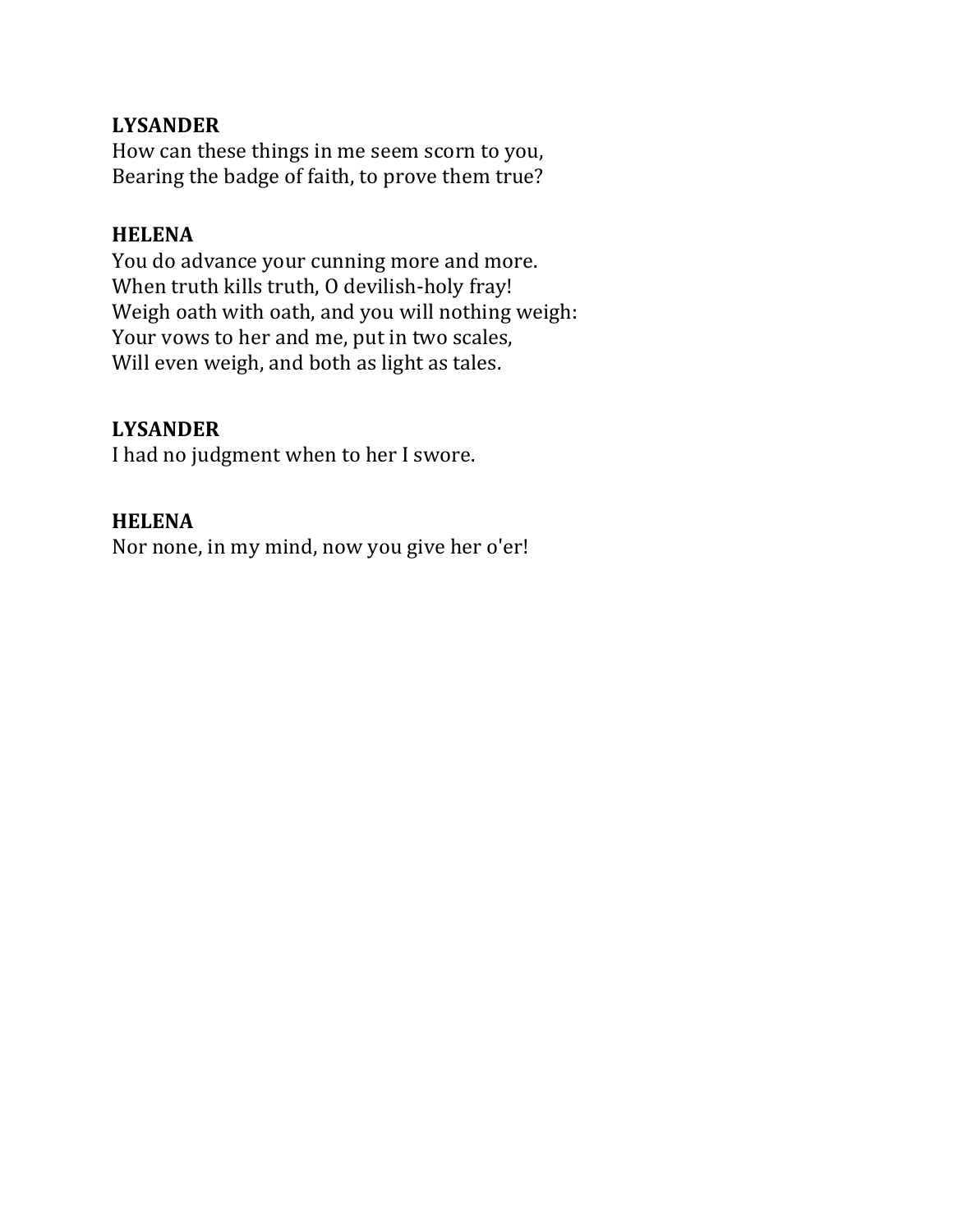**LYSANDER**
How can these things in me seem scorn to you,
Bearing the badge of faith, to prove them true?

**HELENA**
You do advance your cunning more and more.
When truth kills truth, O devilish-holy fray!
Weigh oath with oath, and you will nothing weigh:
Your vows to her and me, put in two scales,
Will even weigh, and both as light as tales.

**LYSANDER**
I had no judgment when to her I swore.

**HELENA**
Nor none, in my mind, now you give her o'er!